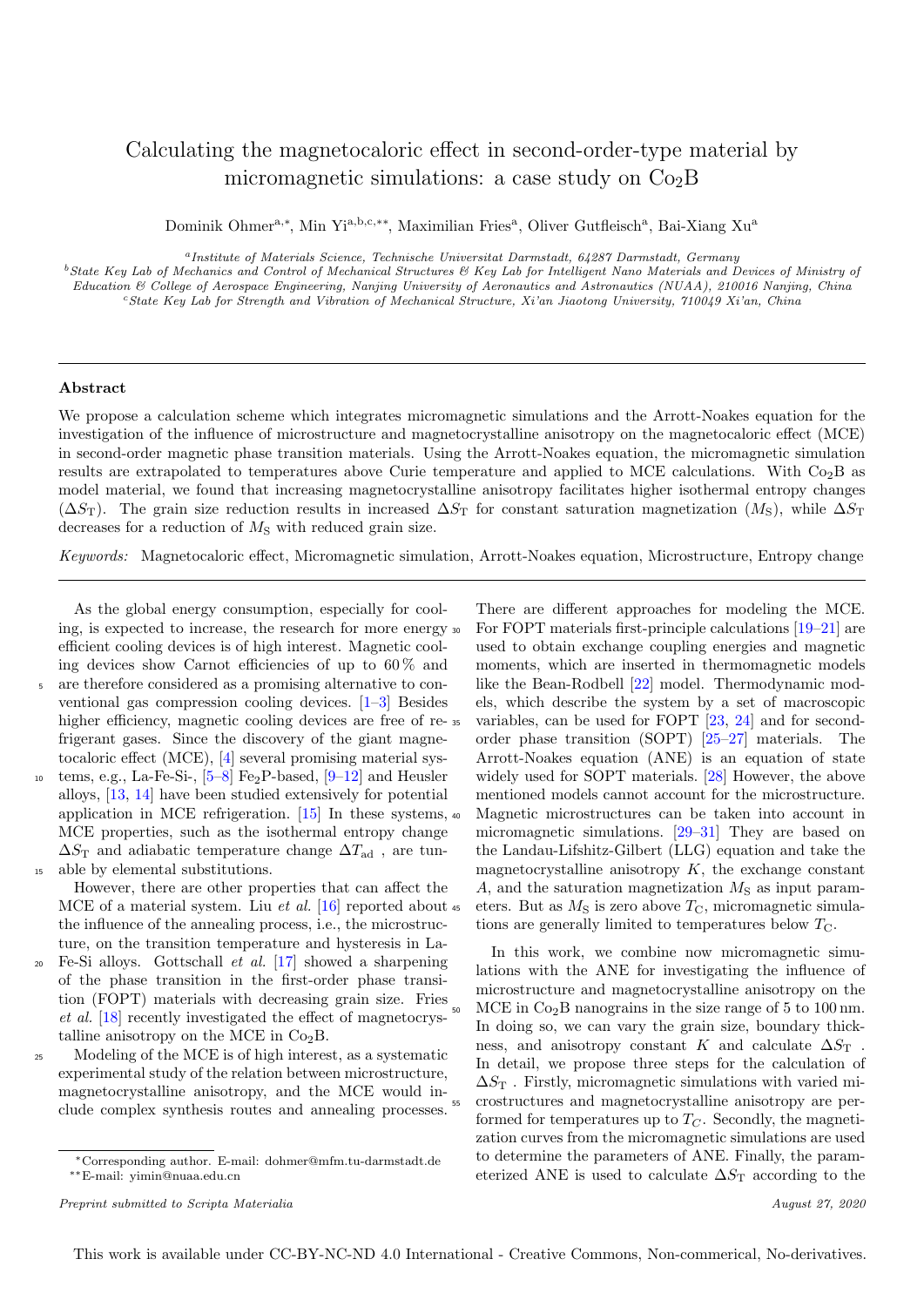# Calculating the magnetocaloric effect in second-order-type material by micromagnetic simulations: a case study on $Co_2B$

Dominik Ohmer[a,*], Min Yi[a,b,c,**], Maximilian Fries[a], Oliver Gutfleisch[a], Bai-Xiang Xu[a]

[a] *Institute of Materials Science, Technische Universitat Darmstadt, 64287 Darmstadt, Germany*

[b] *State Key Lab of Mechanics and Control of Mechanical Structures & Key Lab for Intelligent Nano Materials and Devices of Ministry of Education & College of Aerospace Engineering, Nanjing University of Aeronautics and Astronautics (NUAA), 210016 Nanjing, China*

[c] *State Key Lab for Strength and Vibration of Mechanical Structure, Xi'an Jiaotong University, 710049 Xi'an, China*

## Abstract

We propose a calculation scheme which integrates micromagnetic simulations and the Arrott-Noakes equation for the investigation of the influence of microstructure and magnetocrystalline anisotropy on the magnetocaloric effect (MCE) in second-order magnetic phase transition materials. Using the Arrott-Noakes equation, the micromagnetic simulation results are extrapolated to temperatures above Curie temperature and applied to MCE calculations. With $Co_2B$ as model material, we found that increasing magnetocrystalline anisotropy facilitates higher isothermal entropy changes ($\Delta S_T$). The grain size reduction results in increased $\Delta S_T$ for constant saturation magnetization ($M_S$), while $\Delta S_T$ decreases for a reduction of $M_S$ with reduced grain size.

*Keywords:* Magnetocaloric effect, Micromagnetic simulation, Arrott-Noakes equation, Microstructure, Entropy change

As the global energy consumption, especially for cooling, is expected to increase, the research for more energy efficient cooling devices is of high interest. Magnetic cooling devices show Carnot efficiencies of up to 60 % and are therefore considered as a promising alternative to conventional gas compression cooling devices. [1–3] Besides higher efficiency, magnetic cooling devices are free of refrigerant gases. Since the discovery of the giant magnetocaloric effect (MCE), [4] several promising material systems, e.g., La-Fe-Si-, [5–8] $Fe_2P$-based, [9–12] and Heusler alloys, [13, 14] have been studied extensively for potential application in MCE refrigeration. [15] In these systems, MCE properties, such as the isothermal entropy change $\Delta S_T$ and adiabatic temperature change $\Delta T_{ad}$ , are tunable by elemental substitutions.

However, there are other properties that can affect the MCE of a material system. Liu *et al.* [16] reported about the influence of the annealing process, i.e., the microstructure, on the transition temperature and hysteresis in La-Fe-Si alloys. Gottschall *et al.* [17] showed a sharpening of the phase transition in the first-order phase transition (FOPT) materials with decreasing grain size. Fries *et al.* [18] recently investigated the effect of magnetocrystalline anisotropy on the MCE in $Co_2B$.

Modeling of the MCE is of high interest, as a systematic experimental study of the relation between microstructure, magnetocrystalline anisotropy, and the MCE would include complex synthesis routes and annealing processes. There are different approaches for modeling the MCE. For FOPT materials first-principle calculations [19–21] are used to obtain exchange coupling energies and magnetic moments, which are inserted in thermomagnetic models like the Bean-Rodbell [22] model. Thermodynamic models, which describe the system by a set of macroscopic variables, can be used for FOPT [23, 24] and for second-order phase transition (SOPT) [25–27] materials. The Arrott-Noakes equation (ANE) is an equation of state widely used for SOPT materials. [28] However, the above mentioned models cannot account for the microstructure. Magnetic microstructures can be taken into account in micromagnetic simulations. [29–31] They are based on the Landau-Lifshitz-Gilbert (LLG) equation and take the magnetocrystalline anisotropy $K$, the exchange constant $A$, and the saturation magnetization $M_S$ as input parameters. But as $M_S$ is zero above $T_C$, micromagnetic simulations are generally limited to temperatures below $T_C$.

In this work, we combine now micromagnetic simulations with the ANE for investigating the influence of microstructure and magnetocrystalline anisotropy on the MCE in $Co_2B$ nanograins in the size range of 5 to 100 nm. In doing so, we can vary the grain size, boundary thickness, and anisotropy constant $K$ and calculate $\Delta S_T$ . In detail, we propose three steps for the calculation of $\Delta S_T$ . Firstly, micromagnetic simulations with varied microstructures and magnetocrystalline anisotropy are performed for temperatures up to $T_C$. Secondly, the magnetization curves from the micromagnetic simulations are used to determine the parameters of ANE. Finally, the parameterized ANE is used to calculate $\Delta S_T$ according to the

---

*Corresponding author. E-mail: dohmer@mfm.tu-darmstadt.de

**E-mail: yimin@nuaa.edu.cn

*Preprint submitted to Scripta Materialia* — *August 27, 2020*

This work is available under CC-BY-NC-ND 4.0 International - Creative Commons, Non-commerical, No-derivatives.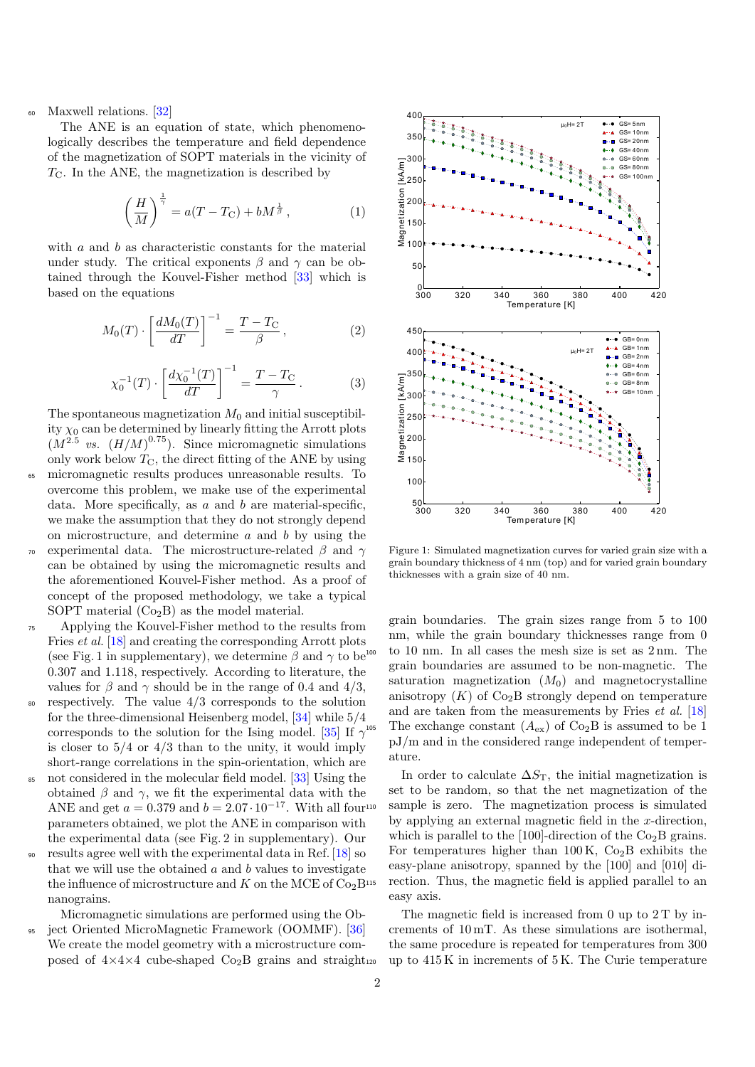Maxwell relations. [32]

The ANE is an equation of state, which phenomenologically describes the temperature and field dependence of the magnetization of SOPT materials in the vicinity of $T_C$. In the ANE, the magnetization is described by

$$\left(\frac{H}{M}\right)^{\frac{1}{\gamma}} = a(T - T_C) + bM^{\frac{1}{\beta}}\,, \tag{1}$$

with $a$ and $b$ as characteristic constants for the material under study. The critical exponents $\beta$ and $\gamma$ can be obtained through the Kouvel-Fisher method [33] which is based on the equations

$$M_0(T) \cdot \left[\frac{dM_0(T)}{dT}\right]^{-1} = \frac{T - T_C}{\beta}\,, \tag{2}$$

$$\chi_0^{-1}(T) \cdot \left[\frac{d\chi_0^{-1}(T)}{dT}\right]^{-1} = \frac{T - T_C}{\gamma}\,. \tag{3}$$

The spontaneous magnetization $M_0$ and initial susceptibility $\chi_0$ can be determined by linearly fitting the Arrott plots ($M^{2.5}$ *vs.* $(H/M)^{0.75}$). Since micromagnetic simulations only work below $T_C$, the direct fitting of the ANE by using micromagnetic results produces unreasonable results. To overcome this problem, we make use of the experimental data. More specifically, as $a$ and $b$ are material-specific, we make the assumption that they do not strongly depend on microstructure, and determine $a$ and $b$ by using the experimental data. The microstructure-related $\beta$ and $\gamma$ can be obtained by using the micromagnetic results and the aforementioned Kouvel-Fisher method. As a proof of concept of the proposed methodology, we take a typical SOPT material ($Co_2B$) as the model material.

Applying the Kouvel-Fisher method to the results from Fries *et al.* [18] and creating the corresponding Arrott plots (see Fig. 1 in supplementary), we determine $\beta$ and $\gamma$ to be 0.307 and 1.118, respectively. According to literature, the values for $\beta$ and $\gamma$ should be in the range of 0.4 and 4/3, respectively. The value 4/3 corresponds to the solution for the three-dimensional Heisenberg model, [34] while 5/4 corresponds to the solution for the Ising model. [35] If $\gamma$ is closer to 5/4 or 4/3 than to the unity, it would imply short-range correlations in the spin-orientation, which are not considered in the molecular field model. [33] Using the obtained $\beta$ and $\gamma$, we fit the experimental data with the ANE and get $a = 0.379$ and $b = 2.07 \cdot 10^{-17}$. With all four parameters obtained, we plot the ANE in comparison with the experimental data (see Fig. 2 in supplementary). Our results agree well with the experimental data in Ref. [18] so that we will use the obtained $a$ and $b$ values to investigate the influence of microstructure and $K$ on the MCE of $Co_2B$ nanograins.

Micromagnetic simulations are performed using the Object Oriented MicroMagnetic Framework (OOMMF). [36] We create the model geometry with a microstructure composed of 4×4×4 cube-shaped $Co_2B$ grains and straight grain boundaries. The grain sizes range from 5 to 100 nm, while the grain boundary thicknesses range from 0 to 10 nm. In all cases the mesh size is set as 2 nm. The grain boundaries are assumed to be non-magnetic. The saturation magnetization ($M_0$) and magnetocrystalline anisotropy ($K$) of $Co_2B$ strongly depend on temperature and are taken from the measurements by Fries *et al.* [18] The exchange constant ($A_{ex}$) of $Co_2B$ is assumed to be 1 pJ/m and in the considered range independent of temperature.

Figure 1: Simulated magnetization curves for varied grain size with a grain boundary thickness of 4 nm (top) and for varied grain boundary thicknesses with a grain size of 40 nm.

In order to calculate $\Delta S_T$, the initial magnetization is set to be random, so that the net magnetization of the sample is zero. The magnetization process is simulated by applying an external magnetic field in the $x$-direction, which is parallel to the [100]-direction of the $Co_2B$ grains. For temperatures higher than 100 K, $Co_2B$ exhibits the easy-plane anisotropy, spanned by the [100] and [010] direction. Thus, the magnetic field is applied parallel to an easy axis.

The magnetic field is increased from 0 up to 2 T by increments of 10 mT. As these simulations are isothermal, the same procedure is repeated for temperatures from 300 up to 415 K in increments of 5 K. The Curie temperature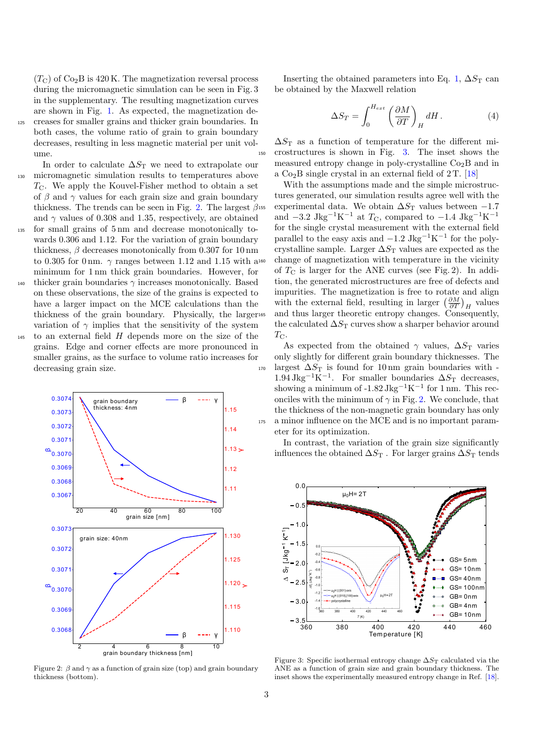($T_C$) of $Co_2B$ is 420 K. The magnetization reversal process during the micromagnetic simulation can be seen in Fig. 3 in the supplementary. The resulting magnetization curves are shown in Fig. 1. As expected, the magnetization decreases for smaller grains and thicker grain boundaries. In both cases, the volume ratio of grain to grain boundary decreases, resulting in less magnetic material per unit volume.

In order to calculate $\Delta S_T$ we need to extrapolate our micromagnetic simulation results to temperatures above $T_C$. We apply the Kouvel-Fisher method to obtain a set of $\beta$ and $\gamma$ values for each grain size and grain boundary thickness. The trends can be seen in Fig. 2. The largest $\beta$ and $\gamma$ values of 0.308 and 1.35, respectively, are obtained for small grains of 5 nm and decrease monotonically towards 0.306 and 1.12. For the variation of grain boundary thickness, $\beta$ decreases monotonically from 0.307 for 10 nm to 0.305 for 0 nm. $\gamma$ ranges between 1.12 and 1.15 with a minimum for 1 nm thick grain boundaries. However, for thicker grain boundaries $\gamma$ increases monotonically. Based on these observations, the size of the grains is expected to have a larger impact on the MCE calculations than the thickness of the grain boundary. Physically, the larger variation of $\gamma$ implies that the sensitivity of the system to an external field $H$ depends more on the size of the grains. Edge and corner effects are more pronounced in smaller grains, as the surface to volume ratio increases for decreasing grain size.

Figure 2: $\beta$ and $\gamma$ as a function of grain size (top) and grain boundary thickness (bottom).

Inserting the obtained parameters into Eq. 1, $\Delta S_T$ can be obtained by the Maxwell relation

$$\Delta S_T = \int_0^{H_{ext}} \left(\frac{\partial M}{\partial T}\right)_H dH\,. \tag{4}$$

$\Delta S_T$ as a function of temperature for the different microstructures is shown in Fig. 3. The inset shows the measured entropy change in poly-crystalline $Co_2B$ and in a $Co_2B$ single crystal in an external field of 2 T. [18]

With the assumptions made and the simple microstructures generated, our simulation results agree well with the experimental data. We obtain $\Delta S_T$ values between $-1.7$ and $-3.2$ $\mathrm{Jkg^{-1}K^{-1}}$ at $T_C$, compared to $-1.4$ $\mathrm{Jkg^{-1}K^{-1}}$ for the single crystal measurement with the external field parallel to the easy axis and $-1.2$ $\mathrm{Jkg^{-1}K^{-1}}$ for the polycrystalline sample. Larger $\Delta S_T$ values are expected as the change of magnetization with temperature in the vicinity of $T_C$ is larger for the ANE curves (see Fig. 2). In addition, the generated microstructures are free of defects and impurities. The magnetization is free to rotate and align with the external field, resulting in larger $\left(\frac{\partial M}{\partial T}\right)_H$ values and thus larger theoretic entropy changes. Consequently, the calculated $\Delta S_T$ curves show a sharper behavior around $T_C$.

As expected from the obtained $\gamma$ values, $\Delta S_T$ varies only slightly for different grain boundary thicknesses. The largest $\Delta S_T$ is found for 10 nm grain boundaries with -1.94 $\mathrm{Jkg^{-1}K^{-1}}$. For smaller boundaries $\Delta S_T$ decreases, showing a minimum of -1.82 $\mathrm{Jkg^{-1}K^{-1}}$ for 1 nm. This reconciles with the minimum of $\gamma$ in Fig. 2. We conclude, that the thickness of the non-magnetic grain boundary has only a minor influence on the MCE and is no important parameter for its optimization.

In contrast, the variation of the grain size significantly influences the obtained $\Delta S_T$ . For larger grains $\Delta S_T$ tends

Figure 3: Specific isothermal entropy change $\Delta S_T$ calculated via the ANE as a function of grain size and grain boundary thickness. The inset shows the experimentally measured entropy change in Ref. [18].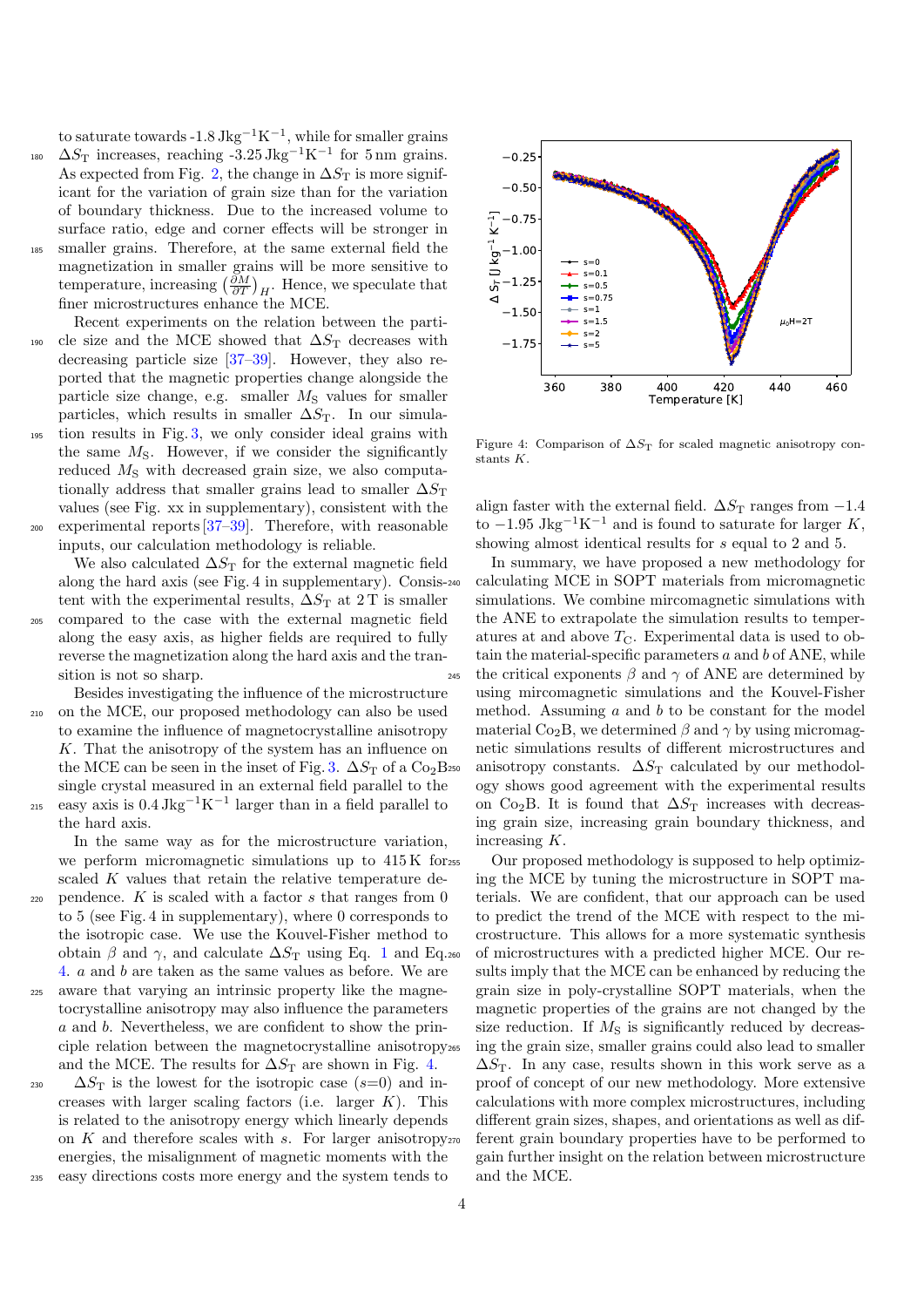to saturate towards -1.8 $\text{Jkg}^{-1}\text{K}^{-1}$, while for smaller grains $\Delta S_\text{T}$ increases, reaching -3.25 $\text{Jkg}^{-1}\text{K}^{-1}$ for 5 nm grains. As expected from Fig. 2, the change in $\Delta S_\text{T}$ is more significant for the variation of grain size than for the variation of boundary thickness. Due to the increased volume to surface ratio, edge and corner effects will be stronger in smaller grains. Therefore, at the same external field the magnetization in smaller grains will be more sensitive to temperature, increasing $\left(\frac{\partial M}{\partial T}\right)_H$. Hence, we speculate that finer microstructures enhance the MCE.

Recent experiments on the relation between the particle size and the MCE showed that $\Delta S_\text{T}$ decreases with decreasing particle size [37–39]. However, they also reported that the magnetic properties change alongside the particle size change, e.g. smaller $M_\text{S}$ values for smaller particles, which results in smaller $\Delta S_\text{T}$. In our simulation results in Fig. 3, we only consider ideal grains with the same $M_\text{S}$. However, if we consider the significantly reduced $M_\text{S}$ with decreased grain size, we also computationally address that smaller grains lead to smaller $\Delta S_\text{T}$ values (see Fig. xx in supplementary), consistent with the experimental reports [37–39]. Therefore, with reasonable inputs, our calculation methodology is reliable.

We also calculated $\Delta S_\text{T}$ for the external magnetic field along the hard axis (see Fig. 4 in supplementary). Consistent with the experimental results, $\Delta S_\text{T}$ at 2 T is smaller compared to the case with the external magnetic field along the easy axis, as higher fields are required to fully reverse the magnetization along the hard axis and the transition is not so sharp.

Besides investigating the influence of the microstructure on the MCE, our proposed methodology can also be used to examine the influence of magnetocrystalline anisotropy $K$. That the anisotropy of the system has an influence on the MCE can be seen in the inset of Fig. 3. $\Delta S_\text{T}$ of a $\text{Co}_2\text{B}$ single crystal measured in an external field parallel to the easy axis is 0.4 $\text{Jkg}^{-1}\text{K}^{-1}$ larger than in a field parallel to the hard axis.

In the same way as for the microstructure variation, we perform micromagnetic simulations up to 415 K for scaled $K$ values that retain the relative temperature dependence. $K$ is scaled with a factor $s$ that ranges from 0 to 5 (see Fig. 4 in supplementary), where 0 corresponds to the isotropic case. We use the Kouvel-Fisher method to obtain $\beta$ and $\gamma$, and calculate $\Delta S_\text{T}$ using Eq. 1 and Eq. 4. $a$ and $b$ are taken as the same values as before. We are aware that varying an intrinsic property like the magnetocrystalline anisotropy may also influence the parameters $a$ and $b$. Nevertheless, we are confident to show the principle relation between the magnetocrystalline anisotropy and the MCE. The results for $\Delta S_\text{T}$ are shown in Fig. 4.

$\Delta S_\text{T}$ is the lowest for the isotropic case ($s$=0) and increases with larger scaling factors (i.e. larger $K$). This is related to the anisotropy energy which linearly depends on $K$ and therefore scales with $s$. For larger anisotropy energies, the misalignment of magnetic moments with the easy directions costs more energy and the system tends to align faster with the external field. $\Delta S_\text{T}$ ranges from $-1.4$ to $-1.95$ $\text{Jkg}^{-1}\text{K}^{-1}$ and is found to saturate for larger $K$, showing almost identical results for $s$ equal to 2 and 5.

Figure 4: Comparison of $\Delta S_\text{T}$ for scaled magnetic anisotropy constants $K$.

In summary, we have proposed a new methodology for calculating MCE in SOPT materials from micromagnetic simulations. We combine mircomagnetic simulations with the ANE to extrapolate the simulation results to temperatures at and above $T_\text{C}$. Experimental data is used to obtain the material-specific parameters $a$ and $b$ of ANE, while the critical exponents $\beta$ and $\gamma$ of ANE are determined by using mircomagnetic simulations and the Kouvel-Fisher method. Assuming $a$ and $b$ to be constant for the model material $\text{Co}_2\text{B}$, we determined $\beta$ and $\gamma$ by using micromagnetic simulations results of different microstructures and anisotropy constants. $\Delta S_\text{T}$ calculated by our methodology shows good agreement with the experimental results on $\text{Co}_2\text{B}$. It is found that $\Delta S_\text{T}$ increases with decreasing grain size, increasing grain boundary thickness, and increasing $K$.

Our proposed methodology is supposed to help optimizing the MCE by tuning the microstructure in SOPT materials. We are confident, that our approach can be used to predict the trend of the MCE with respect to the microstructure. This allows for a more systematic synthesis of microstructures with a predicted higher MCE. Our results imply that the MCE can be enhanced by reducing the grain size in poly-crystalline SOPT materials, when the magnetic properties of the grains are not changed by the size reduction. If $M_\text{S}$ is significantly reduced by decreasing the grain size, smaller grains could also lead to smaller $\Delta S_\text{T}$. In any case, results shown in this work serve as a proof of concept of our new methodology. More extensive calculations with more complex microstructures, including different grain sizes, shapes, and orientations as well as different grain boundary properties have to be performed to gain further insight on the relation between microstructure and the MCE.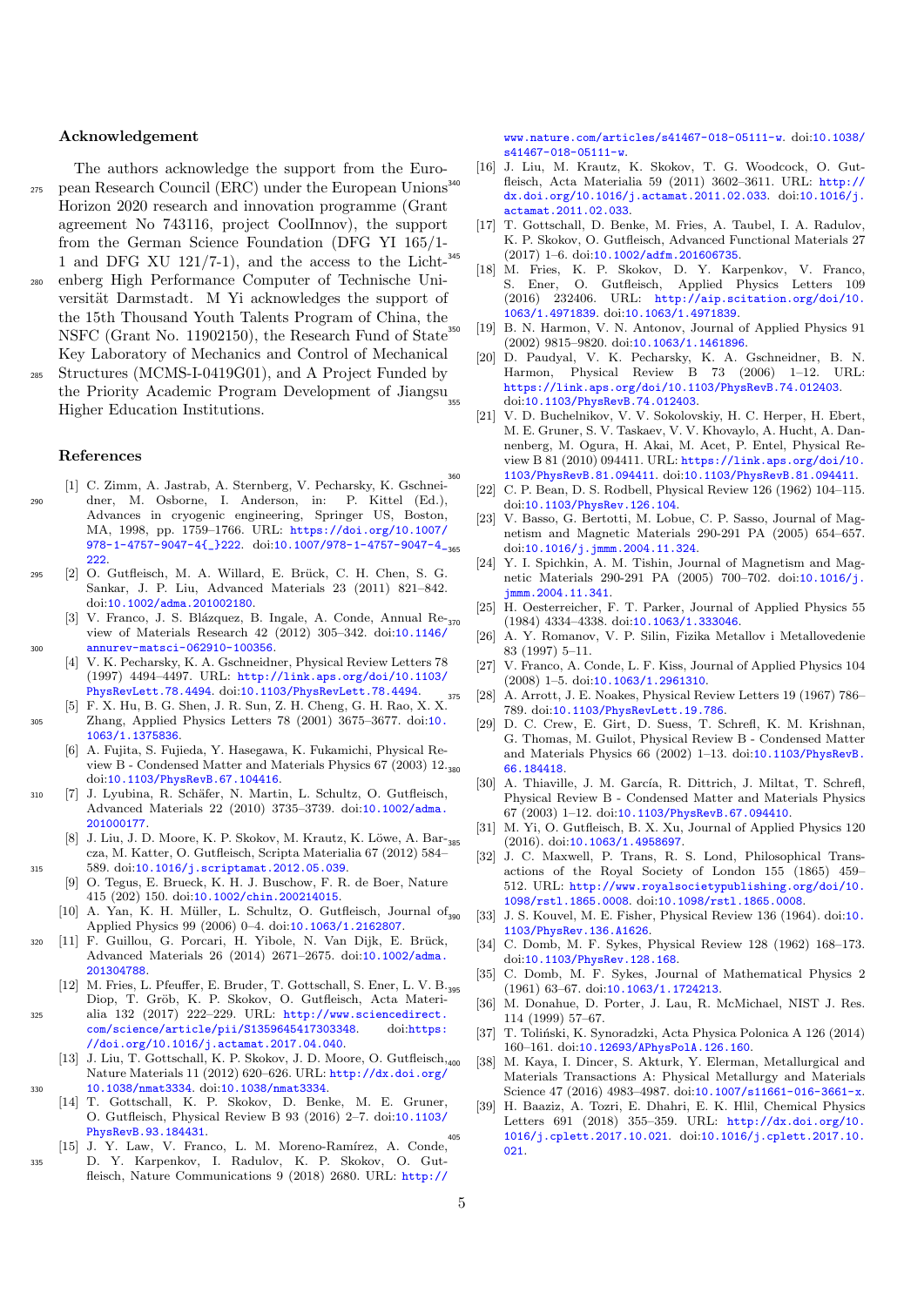## Acknowledgement

The authors acknowledge the support from the European Research Council (ERC) under the European Unions Horizon 2020 research and innovation programme (Grant agreement No 743116, project CoolInnov), the support from the German Science Foundation (DFG YI 165/1-1 and DFG XU 121/7-1), and the access to the Lichtenberg High Performance Computer of Technische Universität Darmstadt. M Yi acknowledges the support of the 15th Thousand Youth Talents Program of China, the NSFC (Grant No. 11902150), the Research Fund of State Key Laboratory of Mechanics and Control of Mechanical Structures (MCMS-I-0419G01), and A Project Funded by the Priority Academic Program Development of Jiangsu Higher Education Institutions.

## References

[1] C. Zimm, A. Jastrab, A. Sternberg, V. Pecharsky, K. Gschneidner, M. Osborne, I. Anderson, in: P. Kittel (Ed.), Advances in cryogenic engineering, Springer US, Boston, MA, 1998, pp. 1759–1766. URL: https://doi.org/10.1007/978-1-4757-9047-4{_}222. doi:10.1007/978-1-4757-9047-4_222.

[2] O. Gutfleisch, M. A. Willard, E. Brück, C. H. Chen, S. G. Sankar, J. P. Liu, Advanced Materials 23 (2011) 821–842. doi:10.1002/adma.201002180.

[3] V. Franco, J. S. Blázquez, B. Ingale, A. Conde, Annual Review of Materials Research 42 (2012) 305–342. doi:10.1146/annurev-matsci-062910-100356.

[4] V. K. Pecharsky, K. A. Gschneidner, Physical Review Letters 78 (1997) 4494–4497. URL: http://link.aps.org/doi/10.1103/PhysRevLett.78.4494. doi:10.1103/PhysRevLett.78.4494.

[5] F. X. Hu, B. G. Shen, J. R. Sun, Z. H. Cheng, G. H. Rao, X. X. Zhang, Applied Physics Letters 78 (2001) 3675–3677. doi:10.1063/1.1375836.

[6] A. Fujita, S. Fujieda, Y. Hasegawa, K. Fukamichi, Physical Review B - Condensed Matter and Materials Physics 67 (2003) 12. doi:10.1103/PhysRevB.67.104416.

[7] J. Lyubina, R. Schäfer, N. Martin, L. Schultz, O. Gutfleisch, Advanced Materials 22 (2010) 3735–3739. doi:10.1002/adma.201000177.

[8] J. Liu, J. D. Moore, K. P. Skokov, M. Krautz, K. Löwe, A. Barcza, M. Katter, O. Gutfleisch, Scripta Materialia 67 (2012) 584–589. doi:10.1016/j.scriptamat.2012.05.039.

[9] O. Tegus, E. Brueck, K. H. J. Buschow, F. R. de Boer, Nature 415 (202) 150. doi:10.1002/chin.200214015.

[10] A. Yan, K. H. Müller, L. Schultz, O. Gutfleisch, Journal of Applied Physics 99 (2006) 0–4. doi:10.1063/1.2162807.

[11] F. Guillou, G. Porcari, H. Yibole, N. Van Dijk, E. Brück, Advanced Materials 26 (2014) 2671–2675. doi:10.1002/adma.201304788.

[12] M. Fries, L. Pfeuffer, E. Bruder, T. Gottschall, S. Ener, L. V. B. Diop, T. Gröb, K. P. Skokov, O. Gutfleisch, Acta Materialia 132 (2017) 222–229. URL: http://www.sciencedirect.com/science/article/pii/S1359645417303348. doi:https://doi.org/10.1016/j.actamat.2017.04.040.

[13] J. Liu, T. Gottschall, K. P. Skokov, J. D. Moore, O. Gutfleisch, Nature Materials 11 (2012) 620–626. URL: http://dx.doi.org/10.1038/nmat3334. doi:10.1038/nmat3334.

[14] T. Gottschall, K. P. Skokov, D. Benke, M. E. Gruner, O. Gutfleisch, Physical Review B 93 (2016) 2–7. doi:10.1103/PhysRevB.93.184431.

[15] J. Y. Law, V. Franco, L. M. Moreno-Ramírez, A. Conde, D. Y. Karpenkov, I. Radulov, K. P. Skokov, O. Gutfleisch, Nature Communications 9 (2018) 2680. URL: http://www.nature.com/articles/s41467-018-05111-w. doi:10.1038/s41467-018-05111-w.

[16] J. Liu, M. Krautz, K. Skokov, T. G. Woodcock, O. Gutfleisch, Acta Materialia 59 (2011) 3602–3611. URL: http://dx.doi.org/10.1016/j.actamat.2011.02.033. doi:10.1016/j.actamat.2011.02.033.

[17] T. Gottschall, D. Benke, M. Fries, A. Taubel, I. A. Radulov, K. P. Skokov, O. Gutfleisch, Advanced Functional Materials 27 (2017) 1–6. doi:10.1002/adfm.201606735.

[18] M. Fries, K. P. Skokov, D. Y. Karpenkov, V. Franco, S. Ener, O. Gutfleisch, Applied Physics Letters 109 (2016) 232406. URL: http://aip.scitation.org/doi/10.1063/1.4971839. doi:10.1063/1.4971839.

[19] B. N. Harmon, V. N. Antonov, Journal of Applied Physics 91 (2002) 9815–9820. doi:10.1063/1.1461896.

[20] D. Paudyal, V. K. Pecharsky, K. A. Gschneidner, B. N. Harmon, Physical Review B 73 (2006) 1–12. URL: https://link.aps.org/doi/10.1103/PhysRevB.74.012403. doi:10.1103/PhysRevB.74.012403.

[21] V. D. Buchelnikov, V. V. Sokolovskiy, H. C. Herper, H. Ebert, M. E. Gruner, S. V. Taskaev, V. V. Khovaylo, A. Hucht, A. Dannenberg, M. Ogura, H. Akai, M. Acet, P. Entel, Physical Review B 81 (2010) 094411. URL: https://link.aps.org/doi/10.1103/PhysRevB.81.094411. doi:10.1103/PhysRevB.81.094411.

[22] C. P. Bean, D. S. Rodbell, Physical Review 126 (1962) 104–115. doi:10.1103/PhysRev.126.104.

[23] V. Basso, G. Bertotti, M. Lobue, C. P. Sasso, Journal of Magnetism and Magnetic Materials 290-291 PA (2005) 654–657. doi:10.1016/j.jmmm.2004.11.324.

[24] Y. I. Spichkin, A. M. Tishin, Journal of Magnetism and Magnetic Materials 290-291 PA (2005) 700–702. doi:10.1016/j.jmmm.2004.11.341.

[25] H. Oesterreicher, F. T. Parker, Journal of Applied Physics 55 (1984) 4334–4338. doi:10.1063/1.333046.

[26] A. Y. Romanov, V. P. Silin, Fizika Metallov i Metallovedenie 83 (1997) 5–11.

[27] V. Franco, A. Conde, L. F. Kiss, Journal of Applied Physics 104 (2008) 1–5. doi:10.1063/1.2961310.

[28] A. Arrott, J. E. Noakes, Physical Review Letters 19 (1967) 786–789. doi:10.1103/PhysRevLett.19.786.

[29] D. C. Crew, E. Girt, D. Suess, T. Schrefl, K. M. Krishnan, G. Thomas, M. Guilot, Physical Review B - Condensed Matter and Materials Physics 66 (2002) 1–13. doi:10.1103/PhysRevB.66.184418.

[30] A. Thiaville, J. M. García, R. Dittrich, J. Miltat, T. Schrefl, Physical Review B - Condensed Matter and Materials Physics 67 (2003) 1–12. doi:10.1103/PhysRevB.67.094410.

[31] M. Yi, O. Gutfleisch, B. X. Xu, Journal of Applied Physics 120 (2016). doi:10.1063/1.4958697.

[32] J. C. Maxwell, P. Trans, R. S. Lond, Philosophical Transactions of the Royal Society of London 155 (1865) 459–512. URL: http://www.royalsocietypublishing.org/doi/10.1098/rstl.1865.0008. doi:10.1098/rstl.1865.0008.

[33] J. S. Kouvel, M. E. Fisher, Physical Review 136 (1964). doi:10.1103/PhysRev.136.A1626.

[34] C. Domb, M. F. Sykes, Physical Review 128 (1962) 168–173. doi:10.1103/PhysRev.128.168.

[35] C. Domb, M. F. Sykes, Journal of Mathematical Physics 2 (1961) 63–67. doi:10.1063/1.1724213.

[36] M. Donahue, D. Porter, J. Lau, R. McMichael, NIST J. Res. 114 (1999) 57–67.

[37] T. Toliński, K. Synoradzki, Acta Physica Polonica A 126 (2014) 160–161. doi:10.12693/APhysPolA.126.160.

[38] M. Kaya, I. Dincer, S. Akturk, Y. Elerman, Metallurgical and Materials Transactions A: Physical Metallurgy and Materials Science 47 (2016) 4983–4987. doi:10.1007/s11661-016-3661-x.

[39] H. Baaziz, A. Tozri, E. Dhahri, E. K. Hlil, Chemical Physics Letters 691 (2018) 355–359. URL: http://dx.doi.org/10.1016/j.cplett.2017.10.021. doi:10.1016/j.cplett.2017.10.021.